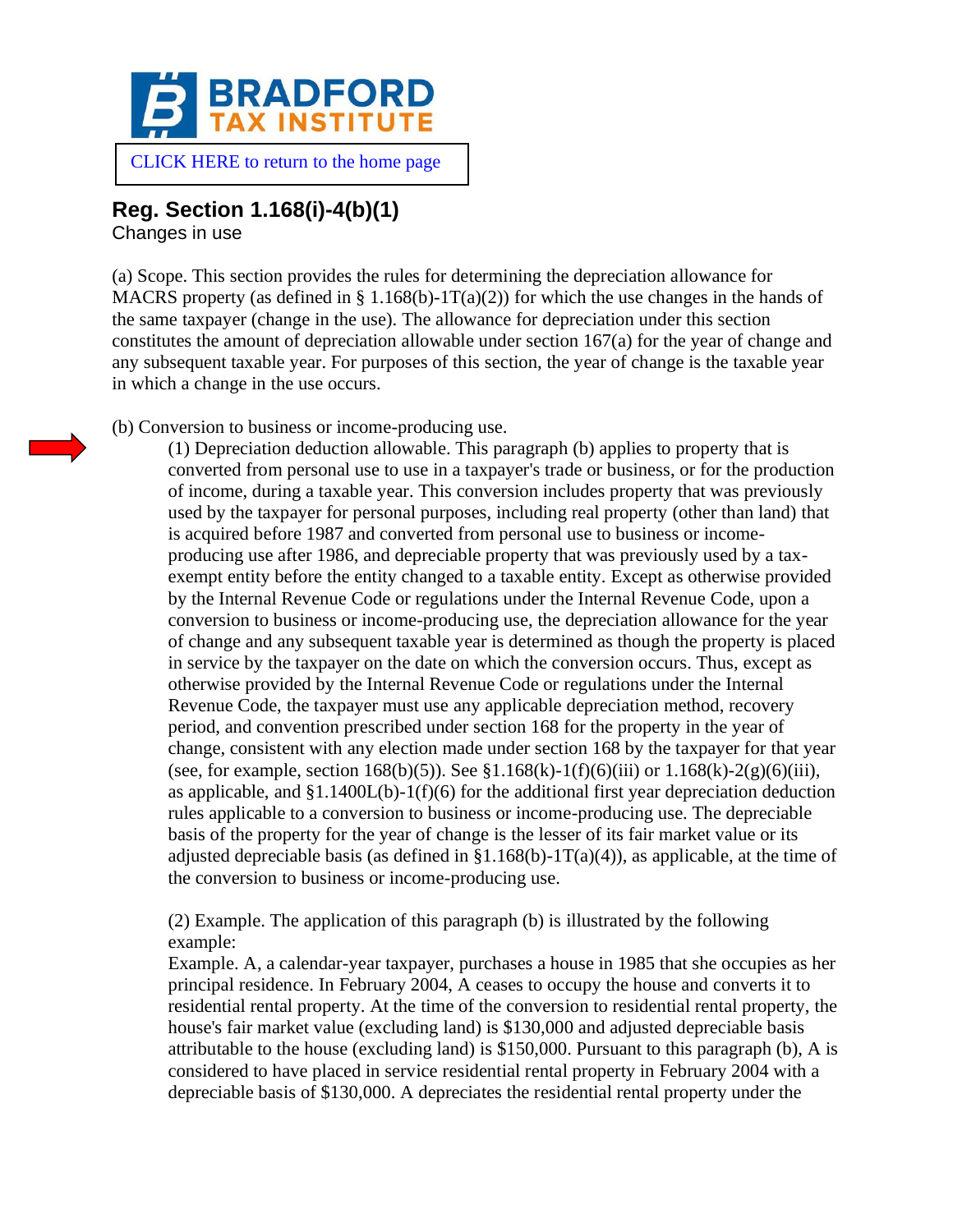# BRADFORD TAX INSTITUTE

CLICK HERE to return to the home page

## Reg. Section 1.168(i)-4(b)(1)

Changes in use

(a) Scope. This section provides the rules for determining the depreciation allowance for MACRS property (as defined in § 1.168(b)-1T(a)(2)) for which the use changes in the hands of the same taxpayer (change in the use). The allowance for depreciation under this section constitutes the amount of depreciation allowable under section 167(a) for the year of change and any subsequent taxable year. For purposes of this section, the year of change is the taxable year in which a change in the use occurs.

(b) Conversion to business or income-producing use.

(1) Depreciation deduction allowable. This paragraph (b) applies to property that is converted from personal use to use in a taxpayer's trade or business, or for the production of income, during a taxable year. This conversion includes property that was previously used by the taxpayer for personal purposes, including real property (other than land) that is acquired before 1987 and converted from personal use to business or income-producing use after 1986, and depreciable property that was previously used by a tax-exempt entity before the entity changed to a taxable entity. Except as otherwise provided by the Internal Revenue Code or regulations under the Internal Revenue Code, upon a conversion to business or income-producing use, the depreciation allowance for the year of change and any subsequent taxable year is determined as though the property is placed in service by the taxpayer on the date on which the conversion occurs. Thus, except as otherwise provided by the Internal Revenue Code or regulations under the Internal Revenue Code, the taxpayer must use any applicable depreciation method, recovery period, and convention prescribed under section 168 for the property in the year of change, consistent with any election made under section 168 by the taxpayer for that year (see, for example, section 168(b)(5)). See §1.168(k)-1(f)(6)(iii) or 1.168(k)-2(g)(6)(iii), as applicable, and §1.1400L(b)-1(f)(6) for the additional first year depreciation deduction rules applicable to a conversion to business or income-producing use. The depreciable basis of the property for the year of change is the lesser of its fair market value or its adjusted depreciable basis (as defined in §1.168(b)-1T(a)(4)), as applicable, at the time of the conversion to business or income-producing use.

(2) Example. The application of this paragraph (b) is illustrated by the following example:

Example. A, a calendar-year taxpayer, purchases a house in 1985 that she occupies as her principal residence. In February 2004, A ceases to occupy the house and converts it to residential rental property. At the time of the conversion to residential rental property, the house's fair market value (excluding land) is $130,000 and adjusted depreciable basis attributable to the house (excluding land) is $150,000. Pursuant to this paragraph (b), A is considered to have placed in service residential rental property in February 2004 with a depreciable basis of $130,000. A depreciates the residential rental property under the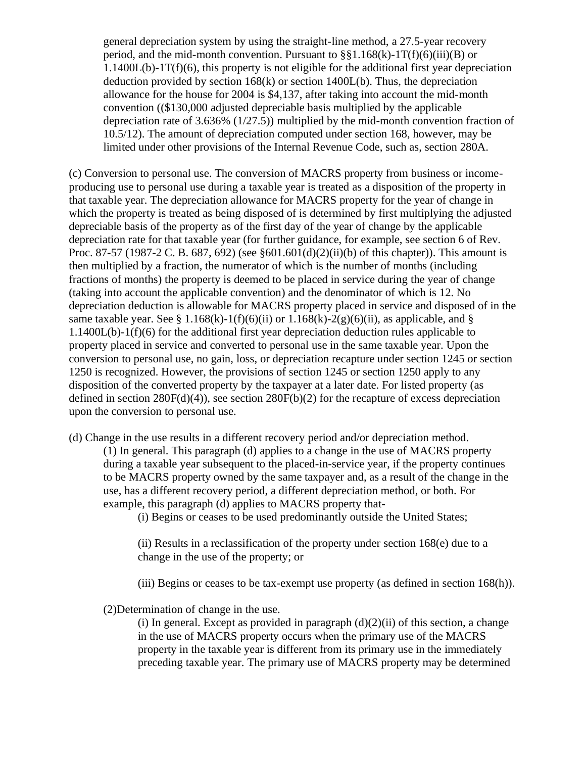general depreciation system by using the straight-line method, a 27.5-year recovery period, and the mid-month convention. Pursuant to §§1.168(k)-1T(f)(6)(iii)(B) or 1.1400L(b)-1T(f)(6), this property is not eligible for the additional first year depreciation deduction provided by section 168(k) or section 1400L(b). Thus, the depreciation allowance for the house for 2004 is $4,137, after taking into account the mid-month convention (($130,000 adjusted depreciable basis multiplied by the applicable depreciation rate of 3.636% (1/27.5)) multiplied by the mid-month convention fraction of 10.5/12). The amount of depreciation computed under section 168, however, may be limited under other provisions of the Internal Revenue Code, such as, section 280A.

(c) Conversion to personal use. The conversion of MACRS property from business or income-producing use to personal use during a taxable year is treated as a disposition of the property in that taxable year. The depreciation allowance for MACRS property for the year of change in which the property is treated as being disposed of is determined by first multiplying the adjusted depreciable basis of the property as of the first day of the year of change by the applicable depreciation rate for that taxable year (for further guidance, for example, see section 6 of Rev. Proc. 87-57 (1987-2 C. B. 687, 692) (see §601.601(d)(2)(ii)(b) of this chapter)). This amount is then multiplied by a fraction, the numerator of which is the number of months (including fractions of months) the property is deemed to be placed in service during the year of change (taking into account the applicable convention) and the denominator of which is 12. No depreciation deduction is allowable for MACRS property placed in service and disposed of in the same taxable year. See § 1.168(k)-1(f)(6)(ii) or 1.168(k)-2(g)(6)(ii), as applicable, and § 1.1400L(b)-1(f)(6) for the additional first year depreciation deduction rules applicable to property placed in service and converted to personal use in the same taxable year. Upon the conversion to personal use, no gain, loss, or depreciation recapture under section 1245 or section 1250 is recognized. However, the provisions of section 1245 or section 1250 apply to any disposition of the converted property by the taxpayer at a later date. For listed property (as defined in section 280F(d)(4)), see section 280F(b)(2) for the recapture of excess depreciation upon the conversion to personal use.

(d) Change in the use results in a different recovery period and/or depreciation method.

(1) In general. This paragraph (d) applies to a change in the use of MACRS property during a taxable year subsequent to the placed-in-service year, if the property continues to be MACRS property owned by the same taxpayer and, as a result of the change in the use, has a different recovery period, a different depreciation method, or both. For example, this paragraph (d) applies to MACRS property that-

(i) Begins or ceases to be used predominantly outside the United States;

(ii) Results in a reclassification of the property under section 168(e) due to a change in the use of the property; or

(iii) Begins or ceases to be tax-exempt use property (as defined in section 168(h)).

(2)Determination of change in the use.

(i) In general. Except as provided in paragraph (d)(2)(ii) of this section, a change in the use of MACRS property occurs when the primary use of the MACRS property in the taxable year is different from its primary use in the immediately preceding taxable year. The primary use of MACRS property may be determined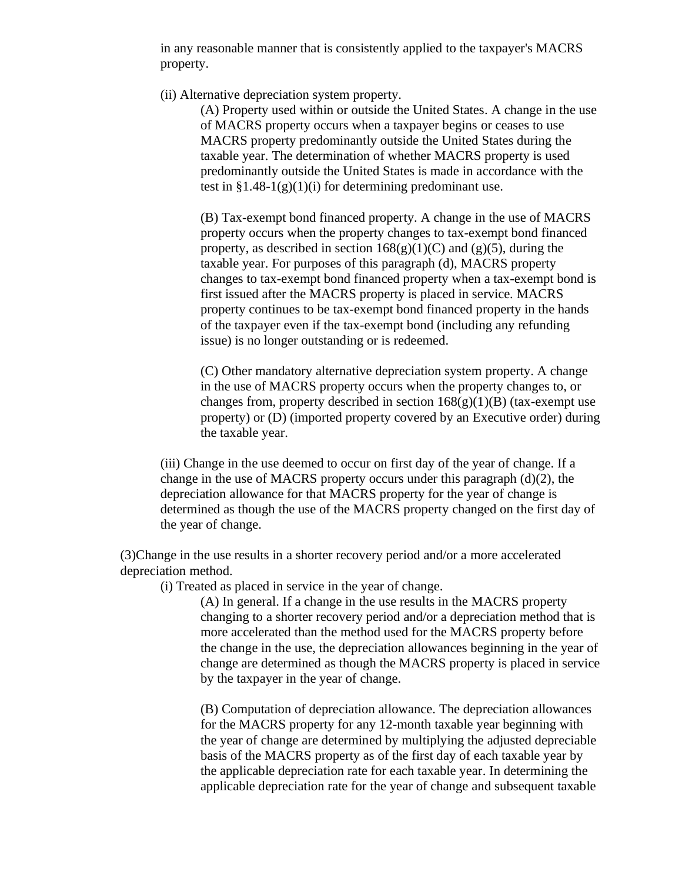in any reasonable manner that is consistently applied to the taxpayer's MACRS property.

(ii) Alternative depreciation system property.

(A) Property used within or outside the United States. A change in the use of MACRS property occurs when a taxpayer begins or ceases to use MACRS property predominantly outside the United States during the taxable year. The determination of whether MACRS property is used predominantly outside the United States is made in accordance with the test in §1.48-1(g)(1)(i) for determining predominant use.

(B) Tax-exempt bond financed property. A change in the use of MACRS property occurs when the property changes to tax-exempt bond financed property, as described in section 168(g)(1)(C) and (g)(5), during the taxable year. For purposes of this paragraph (d), MACRS property changes to tax-exempt bond financed property when a tax-exempt bond is first issued after the MACRS property is placed in service. MACRS property continues to be tax-exempt bond financed property in the hands of the taxpayer even if the tax-exempt bond (including any refunding issue) is no longer outstanding or is redeemed.

(C) Other mandatory alternative depreciation system property. A change in the use of MACRS property occurs when the property changes to, or changes from, property described in section 168(g)(1)(B) (tax-exempt use property) or (D) (imported property covered by an Executive order) during the taxable year.

(iii) Change in the use deemed to occur on first day of the year of change. If a change in the use of MACRS property occurs under this paragraph (d)(2), the depreciation allowance for that MACRS property for the year of change is determined as though the use of the MACRS property changed on the first day of the year of change.

(3)Change in the use results in a shorter recovery period and/or a more accelerated depreciation method.

(i) Treated as placed in service in the year of change.

(A) In general. If a change in the use results in the MACRS property changing to a shorter recovery period and/or a depreciation method that is more accelerated than the method used for the MACRS property before the change in the use, the depreciation allowances beginning in the year of change are determined as though the MACRS property is placed in service by the taxpayer in the year of change.

(B) Computation of depreciation allowance. The depreciation allowances for the MACRS property for any 12-month taxable year beginning with the year of change are determined by multiplying the adjusted depreciable basis of the MACRS property as of the first day of each taxable year by the applicable depreciation rate for each taxable year. In determining the applicable depreciation rate for the year of change and subsequent taxable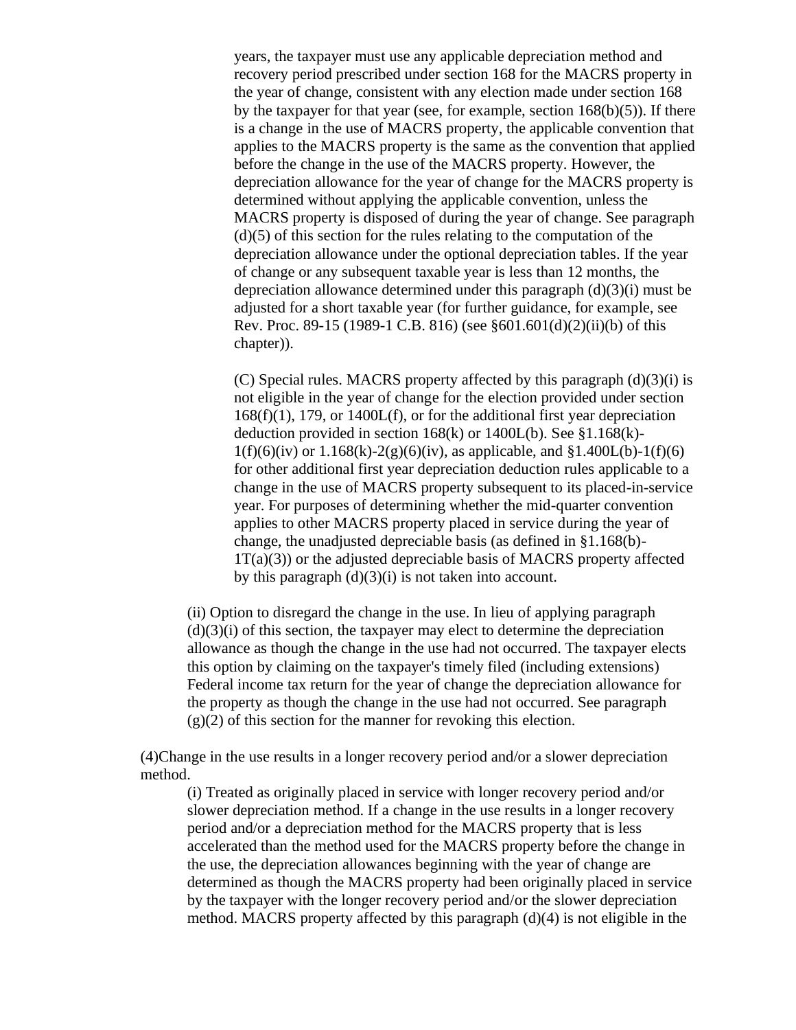years, the taxpayer must use any applicable depreciation method and recovery period prescribed under section 168 for the MACRS property in the year of change, consistent with any election made under section 168 by the taxpayer for that year (see, for example, section 168(b)(5)). If there is a change in the use of MACRS property, the applicable convention that applies to the MACRS property is the same as the convention that applied before the change in the use of the MACRS property. However, the depreciation allowance for the year of change for the MACRS property is determined without applying the applicable convention, unless the MACRS property is disposed of during the year of change. See paragraph (d)(5) of this section for the rules relating to the computation of the depreciation allowance under the optional depreciation tables. If the year of change or any subsequent taxable year is less than 12 months, the depreciation allowance determined under this paragraph (d)(3)(i) must be adjusted for a short taxable year (for further guidance, for example, see Rev. Proc. 89-15 (1989-1 C.B. 816) (see §601.601(d)(2)(ii)(b) of this chapter)).

(C) Special rules. MACRS property affected by this paragraph (d)(3)(i) is not eligible in the year of change for the election provided under section 168(f)(1), 179, or 1400L(f), or for the additional first year depreciation deduction provided in section 168(k) or 1400L(b). See §1.168(k)-1(f)(6)(iv) or 1.168(k)-2(g)(6)(iv), as applicable, and §1.400L(b)-1(f)(6) for other additional first year depreciation deduction rules applicable to a change in the use of MACRS property subsequent to its placed-in-service year. For purposes of determining whether the mid-quarter convention applies to other MACRS property placed in service during the year of change, the unadjusted depreciable basis (as defined in §1.168(b)-1T(a)(3)) or the adjusted depreciable basis of MACRS property affected by this paragraph (d)(3)(i) is not taken into account.

(ii) Option to disregard the change in the use. In lieu of applying paragraph (d)(3)(i) of this section, the taxpayer may elect to determine the depreciation allowance as though the change in the use had not occurred. The taxpayer elects this option by claiming on the taxpayer's timely filed (including extensions) Federal income tax return for the year of change the depreciation allowance for the property as though the change in the use had not occurred. See paragraph (g)(2) of this section for the manner for revoking this election.

(4)Change in the use results in a longer recovery period and/or a slower depreciation method.

(i) Treated as originally placed in service with longer recovery period and/or slower depreciation method. If a change in the use results in a longer recovery period and/or a depreciation method for the MACRS property that is less accelerated than the method used for the MACRS property before the change in the use, the depreciation allowances beginning with the year of change are determined as though the MACRS property had been originally placed in service by the taxpayer with the longer recovery period and/or the slower depreciation method. MACRS property affected by this paragraph (d)(4) is not eligible in the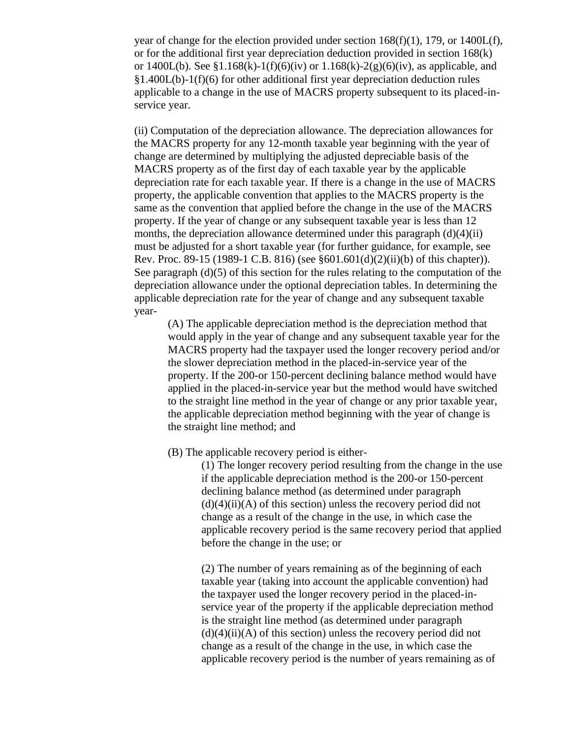year of change for the election provided under section 168(f)(1), 179, or 1400L(f), or for the additional first year depreciation deduction provided in section 168(k) or 1400L(b). See §1.168(k)-1(f)(6)(iv) or 1.168(k)-2(g)(6)(iv), as applicable, and §1.400L(b)-1(f)(6) for other additional first year depreciation deduction rules applicable to a change in the use of MACRS property subsequent to its placed-in-service year.

(ii) Computation of the depreciation allowance. The depreciation allowances for the MACRS property for any 12-month taxable year beginning with the year of change are determined by multiplying the adjusted depreciable basis of the MACRS property as of the first day of each taxable year by the applicable depreciation rate for each taxable year. If there is a change in the use of MACRS property, the applicable convention that applies to the MACRS property is the same as the convention that applied before the change in the use of the MACRS property. If the year of change or any subsequent taxable year is less than 12 months, the depreciation allowance determined under this paragraph (d)(4)(ii) must be adjusted for a short taxable year (for further guidance, for example, see Rev. Proc. 89-15 (1989-1 C.B. 816) (see §601.601(d)(2)(ii)(b) of this chapter)). See paragraph (d)(5) of this section for the rules relating to the computation of the depreciation allowance under the optional depreciation tables. In determining the applicable depreciation rate for the year of change and any subsequent taxable year-

(A) The applicable depreciation method is the depreciation method that would apply in the year of change and any subsequent taxable year for the MACRS property had the taxpayer used the longer recovery period and/or the slower depreciation method in the placed-in-service year of the property. If the 200-or 150-percent declining balance method would have applied in the placed-in-service year but the method would have switched to the straight line method in the year of change or any prior taxable year, the applicable depreciation method beginning with the year of change is the straight line method; and

(B) The applicable recovery period is either-

(1) The longer recovery period resulting from the change in the use if the applicable depreciation method is the 200-or 150-percent declining balance method (as determined under paragraph (d)(4)(ii)(A) of this section) unless the recovery period did not change as a result of the change in the use, in which case the applicable recovery period is the same recovery period that applied before the change in the use; or

(2) The number of years remaining as of the beginning of each taxable year (taking into account the applicable convention) had the taxpayer used the longer recovery period in the placed-in-service year of the property if the applicable depreciation method is the straight line method (as determined under paragraph (d)(4)(ii)(A) of this section) unless the recovery period did not change as a result of the change in the use, in which case the applicable recovery period is the number of years remaining as of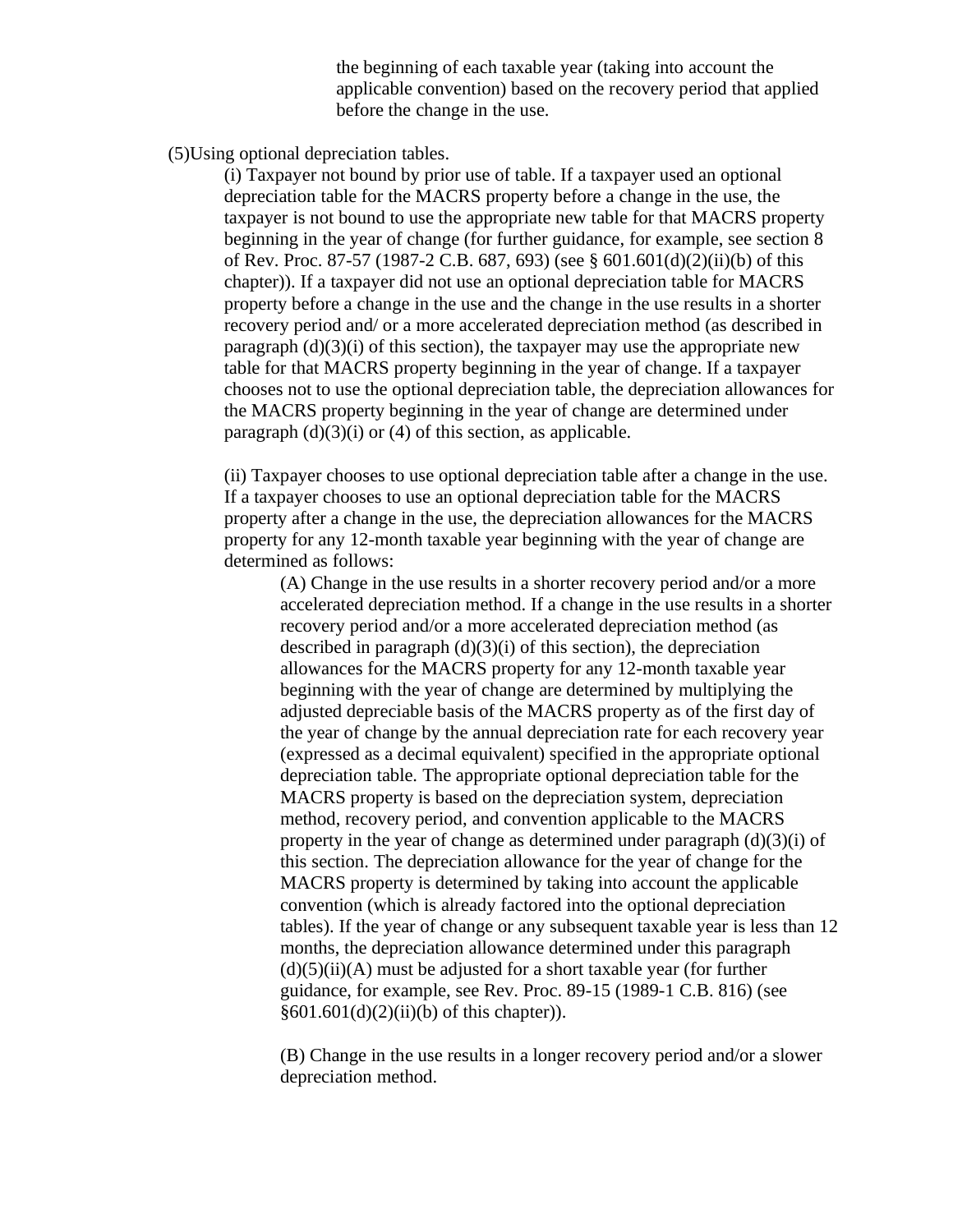the beginning of each taxable year (taking into account the applicable convention) based on the recovery period that applied before the change in the use.

(5)Using optional depreciation tables.

(i) Taxpayer not bound by prior use of table. If a taxpayer used an optional depreciation table for the MACRS property before a change in the use, the taxpayer is not bound to use the appropriate new table for that MACRS property beginning in the year of change (for further guidance, for example, see section 8 of Rev. Proc. 87-57 (1987-2 C.B. 687, 693) (see § 601.601(d)(2)(ii)(b) of this chapter)). If a taxpayer did not use an optional depreciation table for MACRS property before a change in the use and the change in the use results in a shorter recovery period and/ or a more accelerated depreciation method (as described in paragraph (d)(3)(i) of this section), the taxpayer may use the appropriate new table for that MACRS property beginning in the year of change. If a taxpayer chooses not to use the optional depreciation table, the depreciation allowances for the MACRS property beginning in the year of change are determined under paragraph (d)(3)(i) or (4) of this section, as applicable.

(ii) Taxpayer chooses to use optional depreciation table after a change in the use. If a taxpayer chooses to use an optional depreciation table for the MACRS property after a change in the use, the depreciation allowances for the MACRS property for any 12-month taxable year beginning with the year of change are determined as follows:

(A) Change in the use results in a shorter recovery period and/or a more accelerated depreciation method. If a change in the use results in a shorter recovery period and/or a more accelerated depreciation method (as described in paragraph (d)(3)(i) of this section), the depreciation allowances for the MACRS property for any 12-month taxable year beginning with the year of change are determined by multiplying the adjusted depreciable basis of the MACRS property as of the first day of the year of change by the annual depreciation rate for each recovery year (expressed as a decimal equivalent) specified in the appropriate optional depreciation table. The appropriate optional depreciation table for the MACRS property is based on the depreciation system, depreciation method, recovery period, and convention applicable to the MACRS property in the year of change as determined under paragraph (d)(3)(i) of this section. The depreciation allowance for the year of change for the MACRS property is determined by taking into account the applicable convention (which is already factored into the optional depreciation tables). If the year of change or any subsequent taxable year is less than 12 months, the depreciation allowance determined under this paragraph (d)(5)(ii)(A) must be adjusted for a short taxable year (for further guidance, for example, see Rev. Proc. 89-15 (1989-1 C.B. 816) (see §601.601(d)(2)(ii)(b) of this chapter)).

(B) Change in the use results in a longer recovery period and/or a slower depreciation method.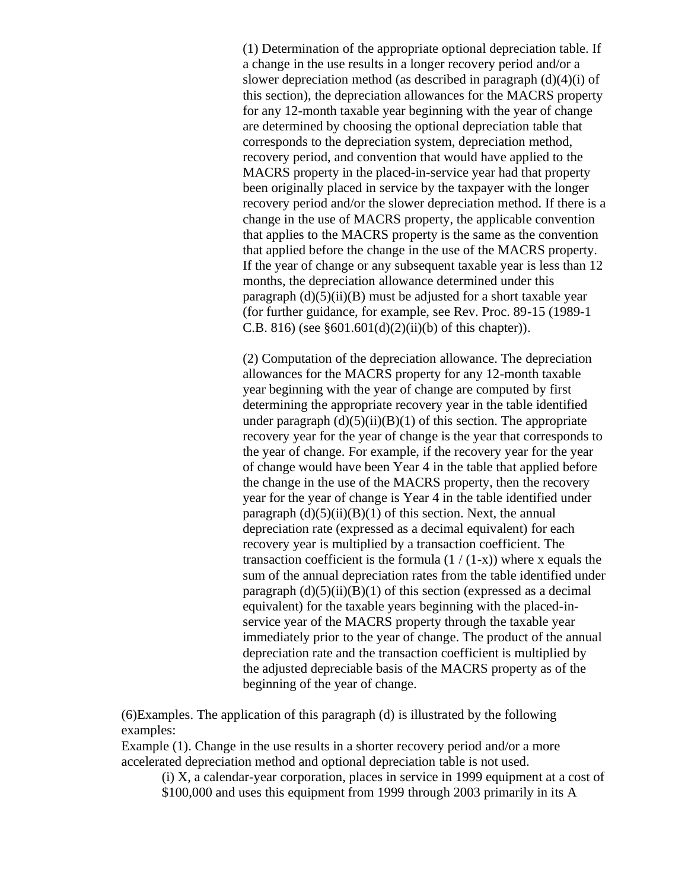(1) Determination of the appropriate optional depreciation table. If a change in the use results in a longer recovery period and/or a slower depreciation method (as described in paragraph (d)(4)(i) of this section), the depreciation allowances for the MACRS property for any 12-month taxable year beginning with the year of change are determined by choosing the optional depreciation table that corresponds to the depreciation system, depreciation method, recovery period, and convention that would have applied to the MACRS property in the placed-in-service year had that property been originally placed in service by the taxpayer with the longer recovery period and/or the slower depreciation method. If there is a change in the use of MACRS property, the applicable convention that applies to the MACRS property is the same as the convention that applied before the change in the use of the MACRS property. If the year of change or any subsequent taxable year is less than 12 months, the depreciation allowance determined under this paragraph (d)(5)(ii)(B) must be adjusted for a short taxable year (for further guidance, for example, see Rev. Proc. 89-15 (1989-1 C.B. 816) (see §601.601(d)(2)(ii)(b) of this chapter)).

(2) Computation of the depreciation allowance. The depreciation allowances for the MACRS property for any 12-month taxable year beginning with the year of change are computed by first determining the appropriate recovery year in the table identified under paragraph (d)(5)(ii)(B)(1) of this section. The appropriate recovery year for the year of change is the year that corresponds to the year of change. For example, if the recovery year for the year of change would have been Year 4 in the table that applied before the change in the use of the MACRS property, then the recovery year for the year of change is Year 4 in the table identified under paragraph (d)(5)(ii)(B)(1) of this section. Next, the annual depreciation rate (expressed as a decimal equivalent) for each recovery year is multiplied by a transaction coefficient. The transaction coefficient is the formula $(1 / (1-x))$ where x equals the sum of the annual depreciation rates from the table identified under paragraph (d)(5)(ii)(B)(1) of this section (expressed as a decimal equivalent) for the taxable years beginning with the placed-in-service year of the MACRS property through the taxable year immediately prior to the year of change. The product of the annual depreciation rate and the transaction coefficient is multiplied by the adjusted depreciable basis of the MACRS property as of the beginning of the year of change.

(6)Examples. The application of this paragraph (d) is illustrated by the following examples:

Example (1). Change in the use results in a shorter recovery period and/or a more accelerated depreciation method and optional depreciation table is not used.

(i) X, a calendar-year corporation, places in service in 1999 equipment at a cost of $100,000 and uses this equipment from 1999 through 2003 primarily in its A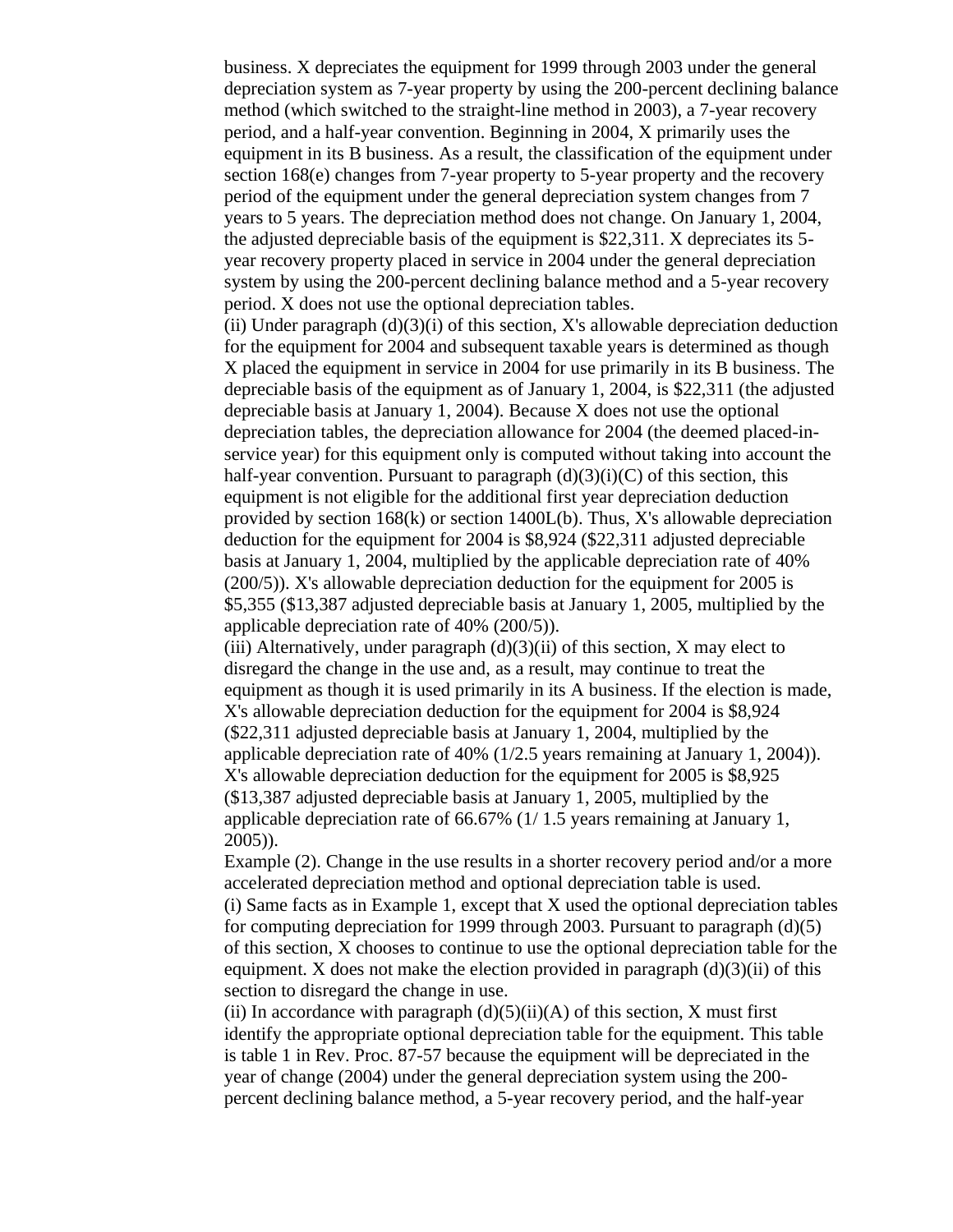business. X depreciates the equipment for 1999 through 2003 under the general depreciation system as 7-year property by using the 200-percent declining balance method (which switched to the straight-line method in 2003), a 7-year recovery period, and a half-year convention. Beginning in 2004, X primarily uses the equipment in its B business. As a result, the classification of the equipment under section 168(e) changes from 7-year property to 5-year property and the recovery period of the equipment under the general depreciation system changes from 7 years to 5 years. The depreciation method does not change. On January 1, 2004, the adjusted depreciable basis of the equipment is $22,311. X depreciates its 5-year recovery property placed in service in 2004 under the general depreciation system by using the 200-percent declining balance method and a 5-year recovery period. X does not use the optional depreciation tables.

(ii) Under paragraph (d)(3)(i) of this section, X's allowable depreciation deduction for the equipment for 2004 and subsequent taxable years is determined as though X placed the equipment in service in 2004 for use primarily in its B business. The depreciable basis of the equipment as of January 1, 2004, is $22,311 (the adjusted depreciable basis at January 1, 2004). Because X does not use the optional depreciation tables, the depreciation allowance for 2004 (the deemed placed-in-service year) for this equipment only is computed without taking into account the half-year convention. Pursuant to paragraph (d)(3)(i)(C) of this section, this equipment is not eligible for the additional first year depreciation deduction provided by section 168(k) or section 1400L(b). Thus, X's allowable depreciation deduction for the equipment for 2004 is $8,924 ($22,311 adjusted depreciable basis at January 1, 2004, multiplied by the applicable depreciation rate of 40% (200/5)). X's allowable depreciation deduction for the equipment for 2005 is $5,355 ($13,387 adjusted depreciable basis at January 1, 2005, multiplied by the applicable depreciation rate of 40% (200/5)).

(iii) Alternatively, under paragraph (d)(3)(ii) of this section, X may elect to disregard the change in the use and, as a result, may continue to treat the equipment as though it is used primarily in its A business. If the election is made, X's allowable depreciation deduction for the equipment for 2004 is $8,924 ($22,311 adjusted depreciable basis at January 1, 2004, multiplied by the applicable depreciation rate of 40% (1/2.5 years remaining at January 1, 2004)). X's allowable depreciation deduction for the equipment for 2005 is $8,925 ($13,387 adjusted depreciable basis at January 1, 2005, multiplied by the applicable depreciation rate of 66.67% (1/ 1.5 years remaining at January 1, 2005)).

Example (2). Change in the use results in a shorter recovery period and/or a more accelerated depreciation method and optional depreciation table is used.

(i) Same facts as in Example 1, except that X used the optional depreciation tables for computing depreciation for 1999 through 2003. Pursuant to paragraph (d)(5) of this section, X chooses to continue to use the optional depreciation table for the equipment. X does not make the election provided in paragraph (d)(3)(ii) of this section to disregard the change in use.

(ii) In accordance with paragraph (d)(5)(ii)(A) of this section, X must first identify the appropriate optional depreciation table for the equipment. This table is table 1 in Rev. Proc. 87-57 because the equipment will be depreciated in the year of change (2004) under the general depreciation system using the 200-percent declining balance method, a 5-year recovery period, and the half-year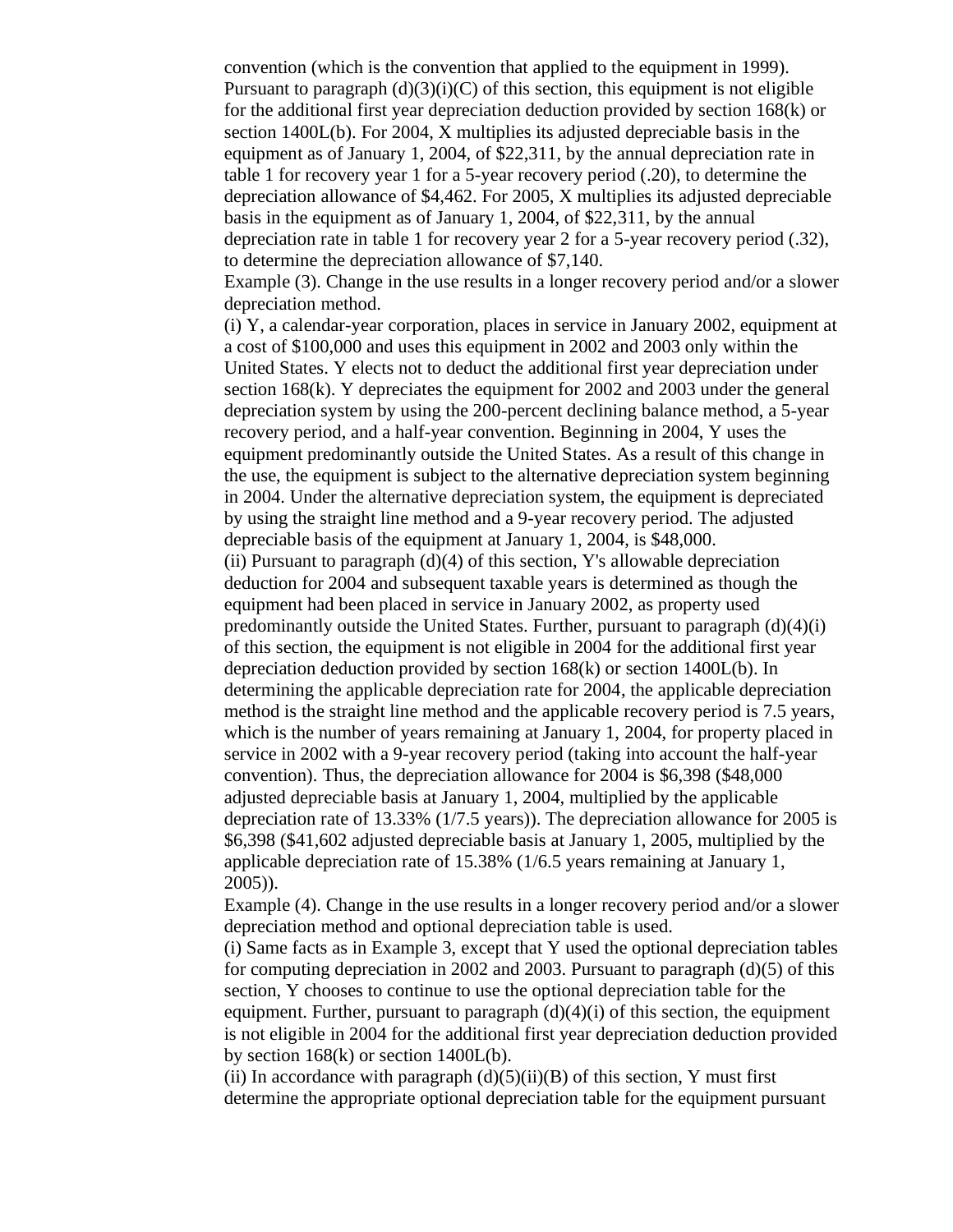convention (which is the convention that applied to the equipment in 1999). Pursuant to paragraph (d)(3)(i)(C) of this section, this equipment is not eligible for the additional first year depreciation deduction provided by section 168(k) or section 1400L(b). For 2004, X multiplies its adjusted depreciable basis in the equipment as of January 1, 2004, of $22,311, by the annual depreciation rate in table 1 for recovery year 1 for a 5-year recovery period (.20), to determine the depreciation allowance of $4,462. For 2005, X multiplies its adjusted depreciable basis in the equipment as of January 1, 2004, of $22,311, by the annual depreciation rate in table 1 for recovery year 2 for a 5-year recovery period (.32), to determine the depreciation allowance of $7,140.

Example (3). Change in the use results in a longer recovery period and/or a slower depreciation method.

(i) Y, a calendar-year corporation, places in service in January 2002, equipment at a cost of $100,000 and uses this equipment in 2002 and 2003 only within the United States. Y elects not to deduct the additional first year depreciation under section 168(k). Y depreciates the equipment for 2002 and 2003 under the general depreciation system by using the 200-percent declining balance method, a 5-year recovery period, and a half-year convention. Beginning in 2004, Y uses the equipment predominantly outside the United States. As a result of this change in the use, the equipment is subject to the alternative depreciation system beginning in 2004. Under the alternative depreciation system, the equipment is depreciated by using the straight line method and a 9-year recovery period. The adjusted depreciable basis of the equipment at January 1, 2004, is $48,000.

(ii) Pursuant to paragraph (d)(4) of this section, Y's allowable depreciation deduction for 2004 and subsequent taxable years is determined as though the equipment had been placed in service in January 2002, as property used predominantly outside the United States. Further, pursuant to paragraph (d)(4)(i) of this section, the equipment is not eligible in 2004 for the additional first year depreciation deduction provided by section 168(k) or section 1400L(b). In determining the applicable depreciation rate for 2004, the applicable depreciation method is the straight line method and the applicable recovery period is 7.5 years, which is the number of years remaining at January 1, 2004, for property placed in service in 2002 with a 9-year recovery period (taking into account the half-year convention). Thus, the depreciation allowance for 2004 is $6,398 ($48,000 adjusted depreciable basis at January 1, 2004, multiplied by the applicable depreciation rate of 13.33% (1/7.5 years)). The depreciation allowance for 2005 is $6,398 ($41,602 adjusted depreciable basis at January 1, 2005, multiplied by the applicable depreciation rate of 15.38% (1/6.5 years remaining at January 1, 2005)).

Example (4). Change in the use results in a longer recovery period and/or a slower depreciation method and optional depreciation table is used.

(i) Same facts as in Example 3, except that Y used the optional depreciation tables for computing depreciation in 2002 and 2003. Pursuant to paragraph (d)(5) of this section, Y chooses to continue to use the optional depreciation table for the equipment. Further, pursuant to paragraph (d)(4)(i) of this section, the equipment is not eligible in 2004 for the additional first year depreciation deduction provided by section 168(k) or section 1400L(b).

(ii) In accordance with paragraph (d)(5)(ii)(B) of this section, Y must first determine the appropriate optional depreciation table for the equipment pursuant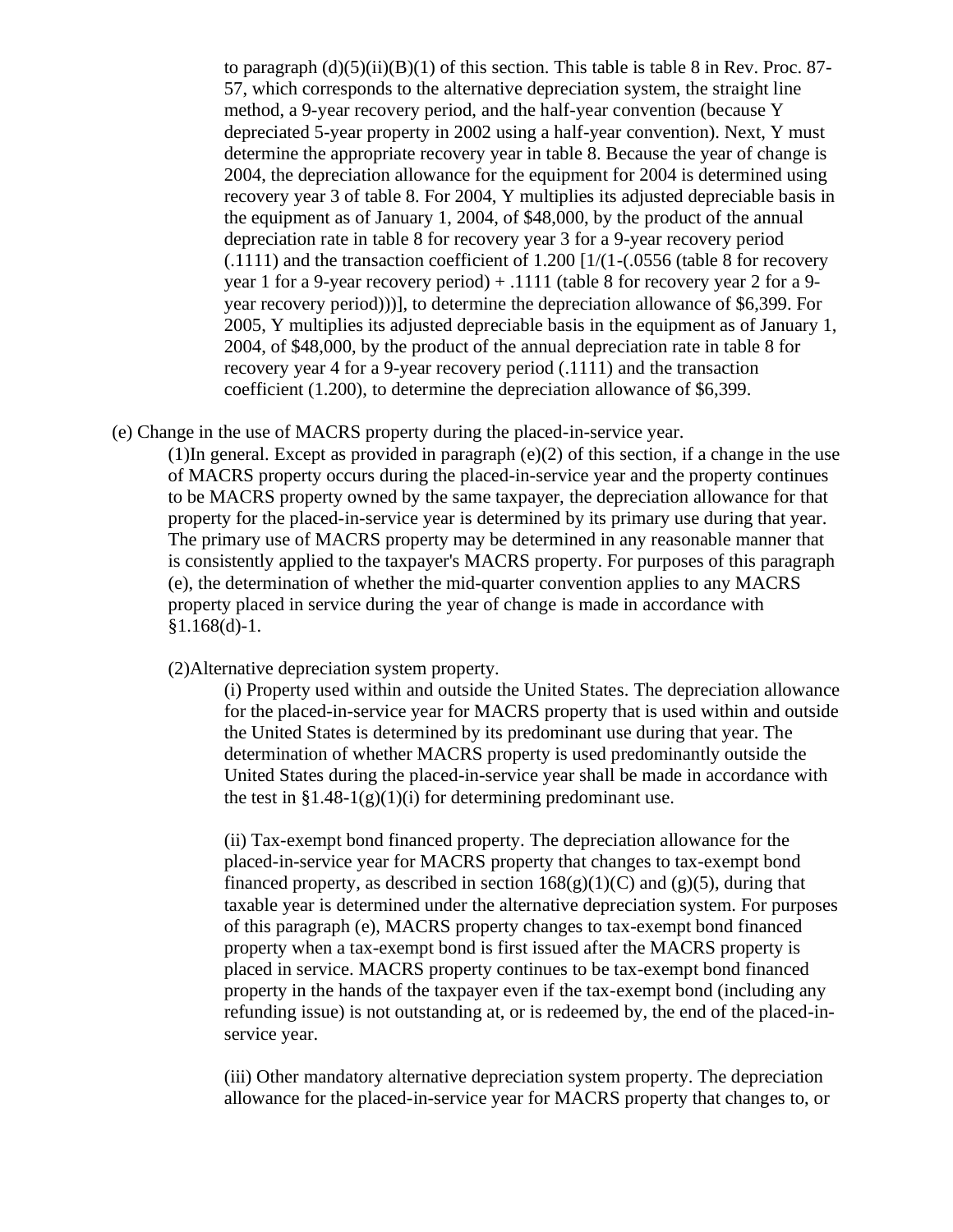to paragraph (d)(5)(ii)(B)(1) of this section. This table is table 8 in Rev. Proc. 87-57, which corresponds to the alternative depreciation system, the straight line method, a 9-year recovery period, and the half-year convention (because Y depreciated 5-year property in 2002 using a half-year convention). Next, Y must determine the appropriate recovery year in table 8. Because the year of change is 2004, the depreciation allowance for the equipment for 2004 is determined using recovery year 3 of table 8. For 2004, Y multiplies its adjusted depreciable basis in the equipment as of January 1, 2004, of $48,000, by the product of the annual depreciation rate in table 8 for recovery year 3 for a 9-year recovery period (.1111) and the transaction coefficient of 1.200 [1/(1-(.0556 (table 8 for recovery year 1 for a 9-year recovery period) + .1111 (table 8 for recovery year 2 for a 9-year recovery period)))], to determine the depreciation allowance of $6,399. For 2005, Y multiplies its adjusted depreciable basis in the equipment as of January 1, 2004, of $48,000, by the product of the annual depreciation rate in table 8 for recovery year 4 for a 9-year recovery period (.1111) and the transaction coefficient (1.200), to determine the depreciation allowance of $6,399.

(e) Change in the use of MACRS property during the placed-in-service year.

(1)In general. Except as provided in paragraph (e)(2) of this section, if a change in the use of MACRS property occurs during the placed-in-service year and the property continues to be MACRS property owned by the same taxpayer, the depreciation allowance for that property for the placed-in-service year is determined by its primary use during that year. The primary use of MACRS property may be determined in any reasonable manner that is consistently applied to the taxpayer's MACRS property. For purposes of this paragraph (e), the determination of whether the mid-quarter convention applies to any MACRS property placed in service during the year of change is made in accordance with §1.168(d)-1.

(2)Alternative depreciation system property.

(i) Property used within and outside the United States. The depreciation allowance for the placed-in-service year for MACRS property that is used within and outside the United States is determined by its predominant use during that year. The determination of whether MACRS property is used predominantly outside the United States during the placed-in-service year shall be made in accordance with the test in §1.48-1(g)(1)(i) for determining predominant use.

(ii) Tax-exempt bond financed property. The depreciation allowance for the placed-in-service year for MACRS property that changes to tax-exempt bond financed property, as described in section 168(g)(1)(C) and (g)(5), during that taxable year is determined under the alternative depreciation system. For purposes of this paragraph (e), MACRS property changes to tax-exempt bond financed property when a tax-exempt bond is first issued after the MACRS property is placed in service. MACRS property continues to be tax-exempt bond financed property in the hands of the taxpayer even if the tax-exempt bond (including any refunding issue) is not outstanding at, or is redeemed by, the end of the placed-in-service year.

(iii) Other mandatory alternative depreciation system property. The depreciation allowance for the placed-in-service year for MACRS property that changes to, or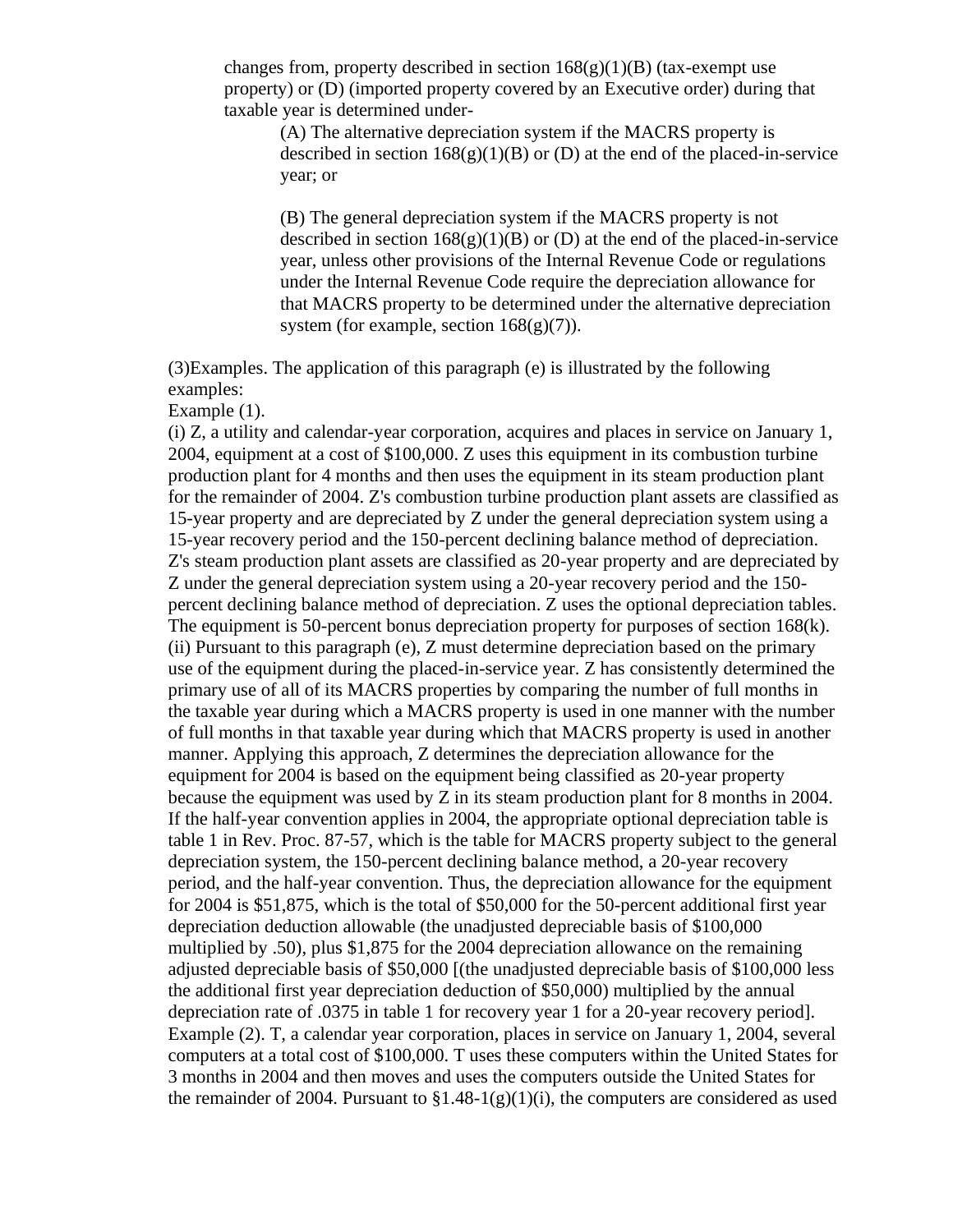changes from, property described in section 168(g)(1)(B) (tax-exempt use property) or (D) (imported property covered by an Executive order) during that taxable year is determined under-

(A) The alternative depreciation system if the MACRS property is described in section 168(g)(1)(B) or (D) at the end of the placed-in-service year; or

(B) The general depreciation system if the MACRS property is not described in section 168(g)(1)(B) or (D) at the end of the placed-in-service year, unless other provisions of the Internal Revenue Code or regulations under the Internal Revenue Code require the depreciation allowance for that MACRS property to be determined under the alternative depreciation system (for example, section 168(g)(7)).

(3)Examples. The application of this paragraph (e) is illustrated by the following examples:

Example (1).

(i) Z, a utility and calendar-year corporation, acquires and places in service on January 1, 2004, equipment at a cost of $100,000. Z uses this equipment in its combustion turbine production plant for 4 months and then uses the equipment in its steam production plant for the remainder of 2004. Z's combustion turbine production plant assets are classified as 15-year property and are depreciated by Z under the general depreciation system using a 15-year recovery period and the 150-percent declining balance method of depreciation. Z's steam production plant assets are classified as 20-year property and are depreciated by Z under the general depreciation system using a 20-year recovery period and the 150-percent declining balance method of depreciation. Z uses the optional depreciation tables. The equipment is 50-percent bonus depreciation property for purposes of section 168(k).

(ii) Pursuant to this paragraph (e), Z must determine depreciation based on the primary use of the equipment during the placed-in-service year. Z has consistently determined the primary use of all of its MACRS properties by comparing the number of full months in the taxable year during which a MACRS property is used in one manner with the number of full months in that taxable year during which that MACRS property is used in another manner. Applying this approach, Z determines the depreciation allowance for the equipment for 2004 is based on the equipment being classified as 20-year property because the equipment was used by Z in its steam production plant for 8 months in 2004. If the half-year convention applies in 2004, the appropriate optional depreciation table is table 1 in Rev. Proc. 87-57, which is the table for MACRS property subject to the general depreciation system, the 150-percent declining balance method, a 20-year recovery period, and the half-year convention. Thus, the depreciation allowance for the equipment for 2004 is $51,875, which is the total of $50,000 for the 50-percent additional first year depreciation deduction allowable (the unadjusted depreciable basis of $100,000 multiplied by .50), plus $1,875 for the 2004 depreciation allowance on the remaining adjusted depreciable basis of $50,000 [(the unadjusted depreciable basis of $100,000 less the additional first year depreciation deduction of $50,000) multiplied by the annual depreciation rate of .0375 in table 1 for recovery year 1 for a 20-year recovery period].

Example (2). T, a calendar year corporation, places in service on January 1, 2004, several computers at a total cost of $100,000. T uses these computers within the United States for 3 months in 2004 and then moves and uses the computers outside the United States for the remainder of 2004. Pursuant to §1.48-1(g)(1)(i), the computers are considered as used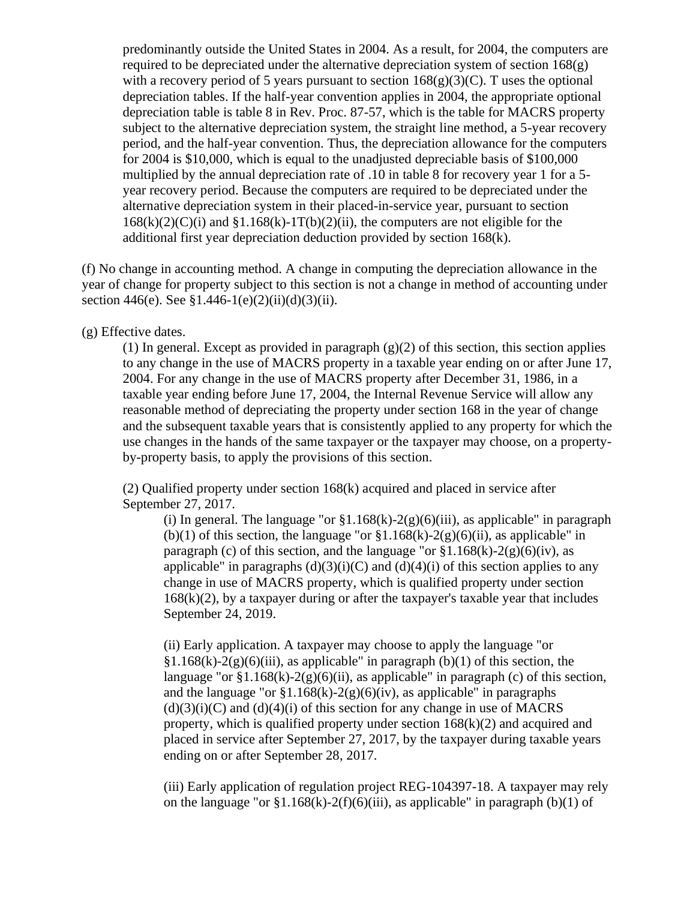predominantly outside the United States in 2004. As a result, for 2004, the computers are required to be depreciated under the alternative depreciation system of section 168(g) with a recovery period of 5 years pursuant to section 168(g)(3)(C). T uses the optional depreciation tables. If the half-year convention applies in 2004, the appropriate optional depreciation table is table 8 in Rev. Proc. 87-57, which is the table for MACRS property subject to the alternative depreciation system, the straight line method, a 5-year recovery period, and the half-year convention. Thus, the depreciation allowance for the computers for 2004 is $10,000, which is equal to the unadjusted depreciable basis of $100,000 multiplied by the annual depreciation rate of .10 in table 8 for recovery year 1 for a 5-year recovery period. Because the computers are required to be depreciated under the alternative depreciation system in their placed-in-service year, pursuant to section 168(k)(2)(C)(i) and §1.168(k)-1T(b)(2)(ii), the computers are not eligible for the additional first year depreciation deduction provided by section 168(k).

(f) No change in accounting method. A change in computing the depreciation allowance in the year of change for property subject to this section is not a change in method of accounting under section 446(e). See §1.446-1(e)(2)(ii)(d)(3)(ii).

(g) Effective dates.

(1) In general. Except as provided in paragraph (g)(2) of this section, this section applies to any change in the use of MACRS property in a taxable year ending on or after June 17, 2004. For any change in the use of MACRS property after December 31, 1986, in a taxable year ending before June 17, 2004, the Internal Revenue Service will allow any reasonable method of depreciating the property under section 168 in the year of change and the subsequent taxable years that is consistently applied to any property for which the use changes in the hands of the same taxpayer or the taxpayer may choose, on a property-by-property basis, to apply the provisions of this section.

(2) Qualified property under section 168(k) acquired and placed in service after September 27, 2017.

(i) In general. The language "or §1.168(k)-2(g)(6)(iii), as applicable" in paragraph (b)(1) of this section, the language "or §1.168(k)-2(g)(6)(ii), as applicable" in paragraph (c) of this section, and the language "or §1.168(k)-2(g)(6)(iv), as applicable" in paragraphs (d)(3)(i)(C) and (d)(4)(i) of this section applies to any change in use of MACRS property, which is qualified property under section 168(k)(2), by a taxpayer during or after the taxpayer's taxable year that includes September 24, 2019.

(ii) Early application. A taxpayer may choose to apply the language "or §1.168(k)-2(g)(6)(iii), as applicable" in paragraph (b)(1) of this section, the language "or §1.168(k)-2(g)(6)(ii), as applicable" in paragraph (c) of this section, and the language "or §1.168(k)-2(g)(6)(iv), as applicable" in paragraphs (d)(3)(i)(C) and (d)(4)(i) of this section for any change in use of MACRS property, which is qualified property under section 168(k)(2) and acquired and placed in service after September 27, 2017, by the taxpayer during taxable years ending on or after September 28, 2017.

(iii) Early application of regulation project REG-104397-18. A taxpayer may rely on the language "or §1.168(k)-2(f)(6)(iii), as applicable" in paragraph (b)(1) of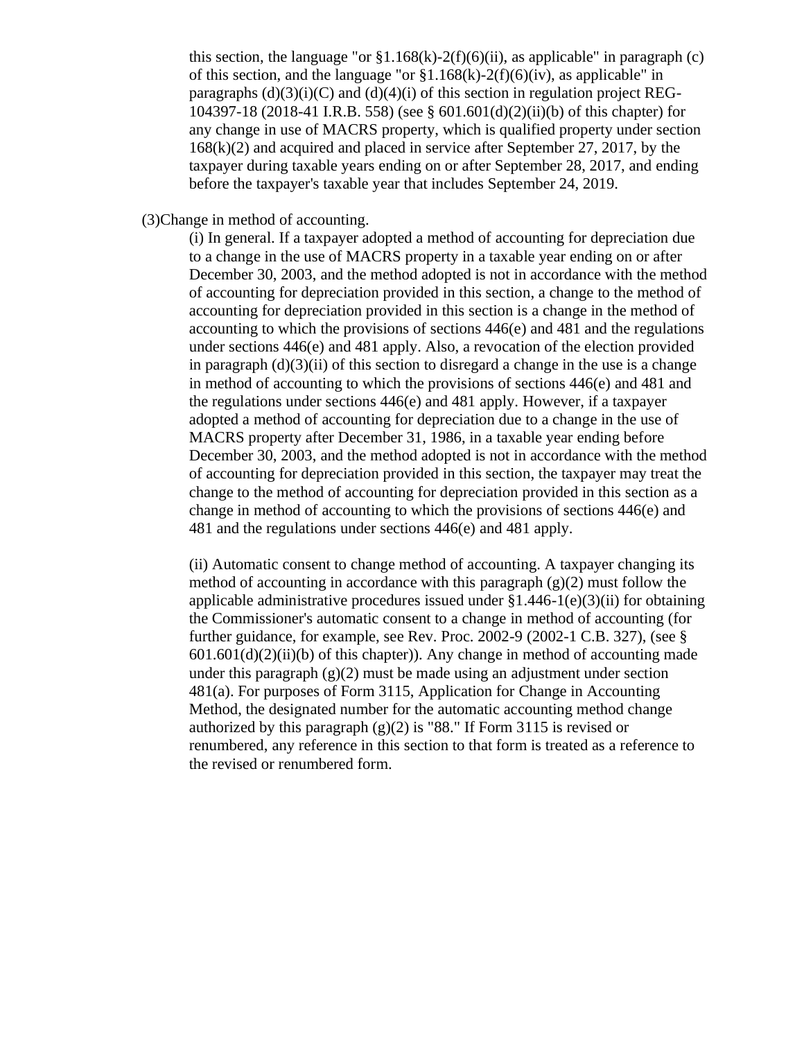this section, the language "or §1.168(k)-2(f)(6)(ii), as applicable" in paragraph (c) of this section, and the language "or §1.168(k)-2(f)(6)(iv), as applicable" in paragraphs (d)(3)(i)(C) and (d)(4)(i) of this section in regulation project REG-104397-18 (2018-41 I.R.B. 558) (see § 601.601(d)(2)(ii)(b) of this chapter) for any change in use of MACRS property, which is qualified property under section 168(k)(2) and acquired and placed in service after September 27, 2017, by the taxpayer during taxable years ending on or after September 28, 2017, and ending before the taxpayer's taxable year that includes September 24, 2019.

(3)Change in method of accounting.

(i) In general. If a taxpayer adopted a method of accounting for depreciation due to a change in the use of MACRS property in a taxable year ending on or after December 30, 2003, and the method adopted is not in accordance with the method of accounting for depreciation provided in this section, a change to the method of accounting for depreciation provided in this section is a change in the method of accounting to which the provisions of sections 446(e) and 481 and the regulations under sections 446(e) and 481 apply. Also, a revocation of the election provided in paragraph (d)(3)(ii) of this section to disregard a change in the use is a change in method of accounting to which the provisions of sections 446(e) and 481 and the regulations under sections 446(e) and 481 apply. However, if a taxpayer adopted a method of accounting for depreciation due to a change in the use of MACRS property after December 31, 1986, in a taxable year ending before December 30, 2003, and the method adopted is not in accordance with the method of accounting for depreciation provided in this section, the taxpayer may treat the change to the method of accounting for depreciation provided in this section as a change in method of accounting to which the provisions of sections 446(e) and 481 and the regulations under sections 446(e) and 481 apply.

(ii) Automatic consent to change method of accounting. A taxpayer changing its method of accounting in accordance with this paragraph (g)(2) must follow the applicable administrative procedures issued under §1.446-1(e)(3)(ii) for obtaining the Commissioner's automatic consent to a change in method of accounting (for further guidance, for example, see Rev. Proc. 2002-9 (2002-1 C.B. 327), (see § 601.601(d)(2)(ii)(b) of this chapter)). Any change in method of accounting made under this paragraph (g)(2) must be made using an adjustment under section 481(a). For purposes of Form 3115, Application for Change in Accounting Method, the designated number for the automatic accounting method change authorized by this paragraph (g)(2) is "88." If Form 3115 is revised or renumbered, any reference in this section to that form is treated as a reference to the revised or renumbered form.